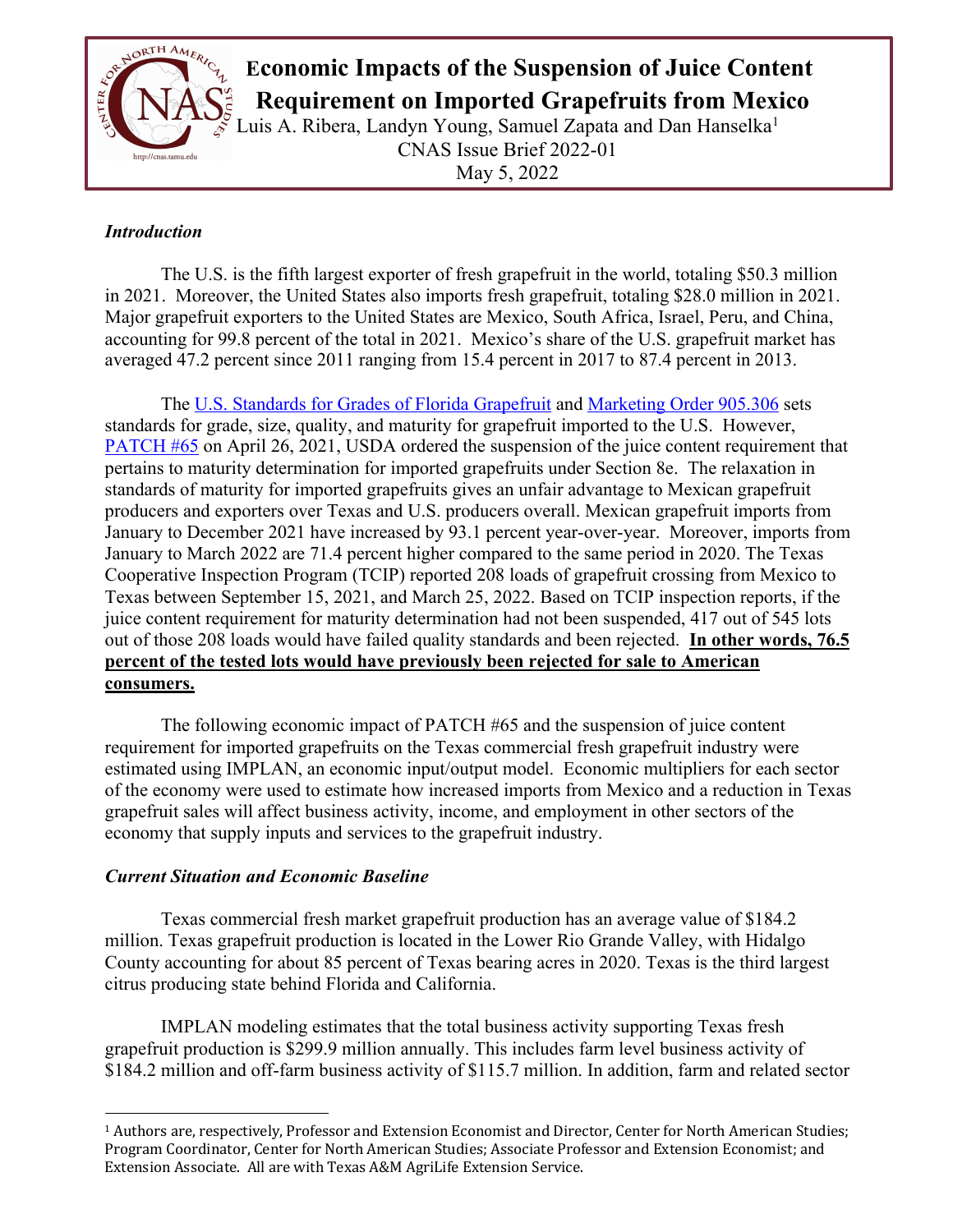# Economic Impacts of the Suspension of Juice Content Requirement on Imported Grapefruits from Mexico

Luis A. Ribera, Landyn Young, Samuel Zapata and Dan Hanselka[1]

CNAS Issue Brief 2022-01

May 5, 2022

### *Introduction*

The U.S. is the fifth largest exporter of fresh grapefruit in the world, totaling $50.3 million in 2021. Moreover, the United States also imports fresh grapefruit, totaling $28.0 million in 2021. Major grapefruit exporters to the United States are Mexico, South Africa, Israel, Peru, and China, accounting for 99.8 percent of the total in 2021. Mexico's share of the U.S. grapefruit market has averaged 47.2 percent since 2011 ranging from 15.4 percent in 2017 to 87.4 percent in 2013.

The U.S. Standards for Grades of Florida Grapefruit and Marketing Order 905.306 sets standards for grade, size, quality, and maturity for grapefruit imported to the U.S. However, PATCH #65 on April 26, 2021, USDA ordered the suspension of the juice content requirement that pertains to maturity determination for imported grapefruits under Section 8e. The relaxation in standards of maturity for imported grapefruits gives an unfair advantage to Mexican grapefruit producers and exporters over Texas and U.S. producers overall. Mexican grapefruit imports from January to December 2021 have increased by 93.1 percent year-over-year. Moreover, imports from January to March 2022 are 71.4 percent higher compared to the same period in 2020. The Texas Cooperative Inspection Program (TCIP) reported 208 loads of grapefruit crossing from Mexico to Texas between September 15, 2021, and March 25, 2022. Based on TCIP inspection reports, if the juice content requirement for maturity determination had not been suspended, 417 out of 545 lots out of those 208 loads would have failed quality standards and been rejected. **In other words, 76.5 percent of the tested lots would have previously been rejected for sale to American consumers.**

The following economic impact of PATCH #65 and the suspension of juice content requirement for imported grapefruits on the Texas commercial fresh grapefruit industry were estimated using IMPLAN, an economic input/output model. Economic multipliers for each sector of the economy were used to estimate how increased imports from Mexico and a reduction in Texas grapefruit sales will affect business activity, income, and employment in other sectors of the economy that supply inputs and services to the grapefruit industry.

### *Current Situation and Economic Baseline*

Texas commercial fresh market grapefruit production has an average value of $184.2 million. Texas grapefruit production is located in the Lower Rio Grande Valley, with Hidalgo County accounting for about 85 percent of Texas bearing acres in 2020. Texas is the third largest citrus producing state behind Florida and California.

IMPLAN modeling estimates that the total business activity supporting Texas fresh grapefruit production is $299.9 million annually. This includes farm level business activity of $184.2 million and off-farm business activity of $115.7 million. In addition, farm and related sector

[1] Authors are, respectively, Professor and Extension Economist and Director, Center for North American Studies; Program Coordinator, Center for North American Studies; Associate Professor and Extension Economist; and Extension Associate. All are with Texas A&M AgriLife Extension Service.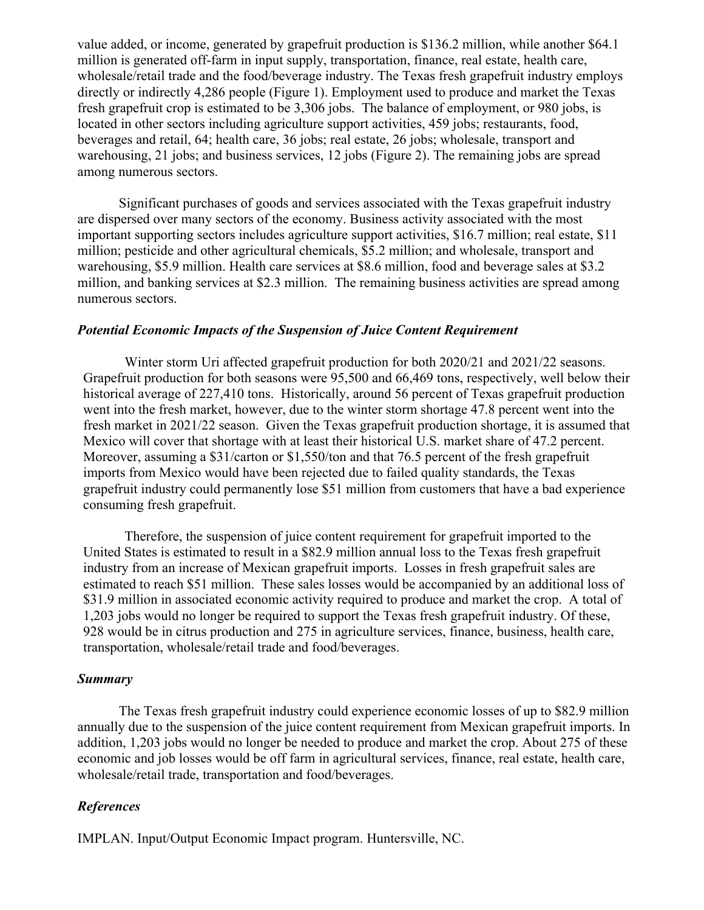value added, or income, generated by grapefruit production is $136.2 million, while another $64.1 million is generated off-farm in input supply, transportation, finance, real estate, health care, wholesale/retail trade and the food/beverage industry. The Texas fresh grapefruit industry employs directly or indirectly 4,286 people (Figure 1). Employment used to produce and market the Texas fresh grapefruit crop is estimated to be 3,306 jobs. The balance of employment, or 980 jobs, is located in other sectors including agriculture support activities, 459 jobs; restaurants, food, beverages and retail, 64; health care, 36 jobs; real estate, 26 jobs; wholesale, transport and warehousing, 21 jobs; and business services, 12 jobs (Figure 2). The remaining jobs are spread among numerous sectors.

Significant purchases of goods and services associated with the Texas grapefruit industry are dispersed over many sectors of the economy. Business activity associated with the most important supporting sectors includes agriculture support activities, $16.7 million; real estate, $11 million; pesticide and other agricultural chemicals, $5.2 million; and wholesale, transport and warehousing, $5.9 million. Health care services at $8.6 million, food and beverage sales at $3.2 million, and banking services at $2.3 million. The remaining business activities are spread among numerous sectors.

### *Potential Economic Impacts of the Suspension of Juice Content Requirement*

Winter storm Uri affected grapefruit production for both 2020/21 and 2021/22 seasons. Grapefruit production for both seasons were 95,500 and 66,469 tons, respectively, well below their historical average of 227,410 tons. Historically, around 56 percent of Texas grapefruit production went into the fresh market, however, due to the winter storm shortage 47.8 percent went into the fresh market in 2021/22 season. Given the Texas grapefruit production shortage, it is assumed that Mexico will cover that shortage with at least their historical U.S. market share of 47.2 percent. Moreover, assuming a $31/carton or $1,550/ton and that 76.5 percent of the fresh grapefruit imports from Mexico would have been rejected due to failed quality standards, the Texas grapefruit industry could permanently lose $51 million from customers that have a bad experience consuming fresh grapefruit.

Therefore, the suspension of juice content requirement for grapefruit imported to the United States is estimated to result in a $82.9 million annual loss to the Texas fresh grapefruit industry from an increase of Mexican grapefruit imports. Losses in fresh grapefruit sales are estimated to reach $51 million. These sales losses would be accompanied by an additional loss of $31.9 million in associated economic activity required to produce and market the crop. A total of 1,203 jobs would no longer be required to support the Texas fresh grapefruit industry. Of these, 928 would be in citrus production and 275 in agriculture services, finance, business, health care, transportation, wholesale/retail trade and food/beverages.

### *Summary*

The Texas fresh grapefruit industry could experience economic losses of up to $82.9 million annually due to the suspension of the juice content requirement from Mexican grapefruit imports. In addition, 1,203 jobs would no longer be needed to produce and market the crop. About 275 of these economic and job losses would be off farm in agricultural services, finance, real estate, health care, wholesale/retail trade, transportation and food/beverages.

### *References*

IMPLAN. Input/Output Economic Impact program. Huntersville, NC.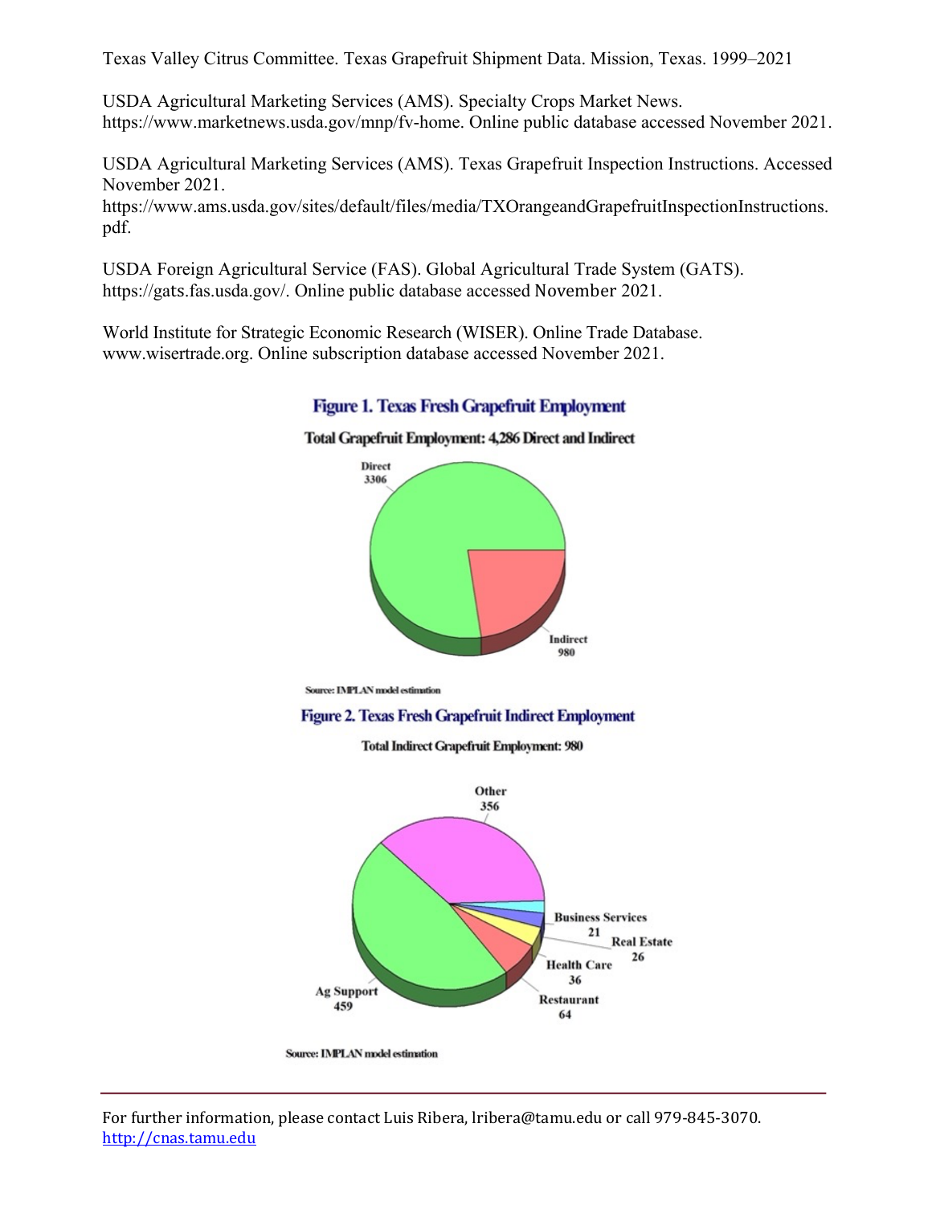Texas Valley Citrus Committee. Texas Grapefruit Shipment Data. Mission, Texas. 1999–2021

USDA Agricultural Marketing Services (AMS). Specialty Crops Market News. https://www.marketnews.usda.gov/mnp/fv-home. Online public database accessed November 2021.

USDA Agricultural Marketing Services (AMS). Texas Grapefruit Inspection Instructions. Accessed November 2021. https://www.ams.usda.gov/sites/default/files/media/TXOrangeandGrapefruitInspectionInstructions.pdf.

USDA Foreign Agricultural Service (FAS). Global Agricultural Trade System (GATS). https://gats.fas.usda.gov/. Online public database accessed November 2021.

World Institute for Strategic Economic Research (WISER). Online Trade Database. www.wisertrade.org. Online subscription database accessed November 2021.

**Figure 1. Texas Fresh Grapefruit Employment**

Total Grapefruit Employment: 4,286 Direct and Indirect

Direct 3306

Indirect 980

Source: IMPLAN model estimation

**Figure 2. Texas Fresh Grapefruit Indirect Employment**

Total Indirect Grapefruit Employment: 980

Other 356

Business Services 21

Real Estate 26

Health Care 36

Restaurant 64

Ag Support 459

Source: IMPLAN model estimation

For further information, please contact Luis Ribera, lribera@tamu.edu or call 979-845-3070. http://cnas.tamu.edu